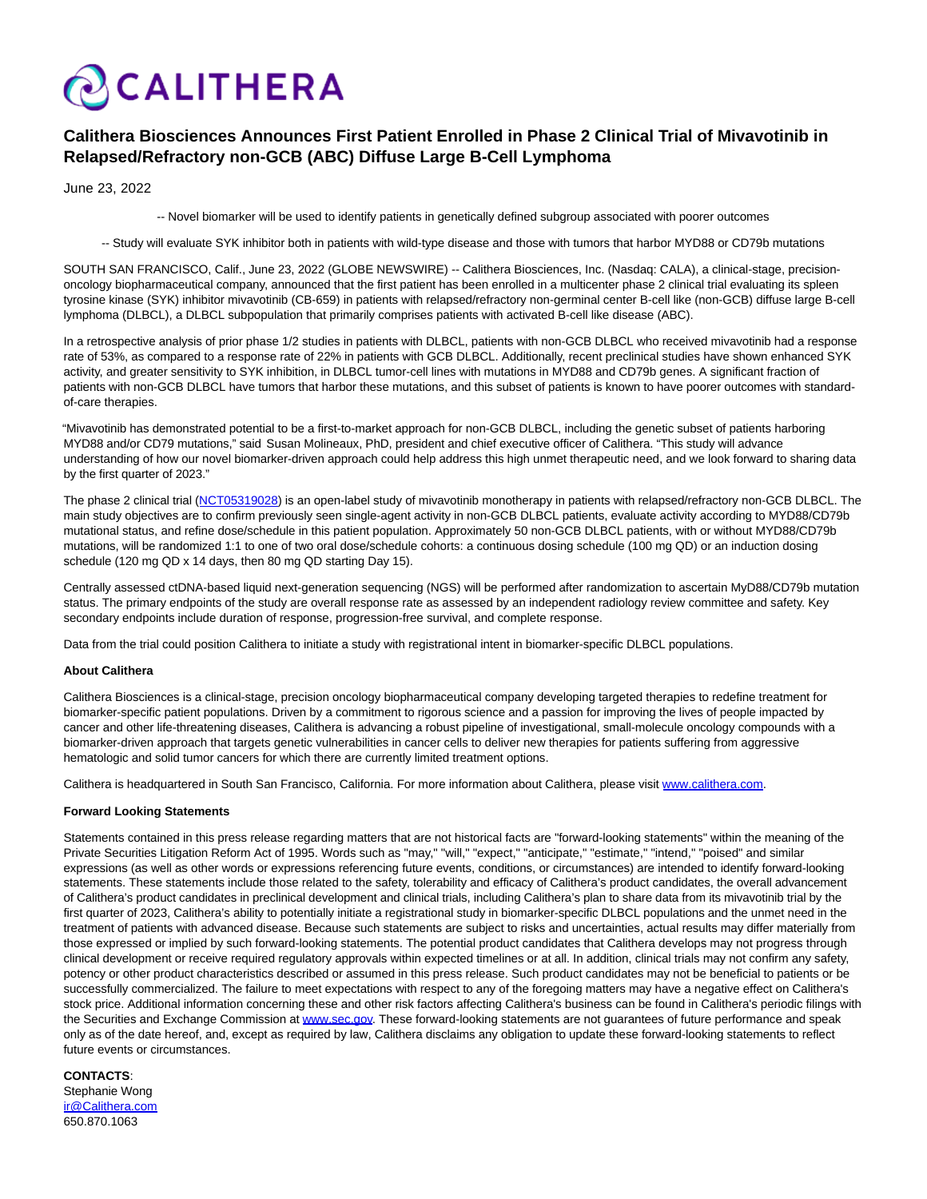# Calithera Biosciences Announces First Patient Enrolled in Phase 2 Clinical Trial of Mivavotinib in Relapsed/Refractory non-GCB (ABC) Diffuse Large B-Cell Lymphoma

June 23, 2022

-- Novel biomarker will be used to identify patients in genetically defined subgroup associated with poorer outcomes

-- Study will evaluate SYK inhibitor both in patients with wild-type disease and those with tumors that harbor MYD88 or CD79b mutations

SOUTH SAN FRANCISCO, Calif., June 23, 2022 (GLOBE NEWSWIRE) -- Calithera Biosciences, Inc. (Nasdaq: CALA), a clinical-stage, precision-oncology biopharmaceutical company, announced that the first patient has been enrolled in a multicenter phase 2 clinical trial evaluating its spleen tyrosine kinase (SYK) inhibitor mivavotinib (CB-659) in patients with relapsed/refractory non-germinal center B-cell like (non-GCB) diffuse large B-cell lymphoma (DLBCL), a DLBCL subpopulation that primarily comprises patients with activated B-cell like disease (ABC).

In a retrospective analysis of prior phase 1/2 studies in patients with DLBCL, patients with non-GCB DLBCL who received mivavotinib had a response rate of 53%, as compared to a response rate of 22% in patients with GCB DLBCL. Additionally, recent preclinical studies have shown enhanced SYK activity, and greater sensitivity to SYK inhibition, in DLBCL tumor-cell lines with mutations in MYD88 and CD79b genes. A significant fraction of patients with non-GCB DLBCL have tumors that harbor these mutations, and this subset of patients is known to have poorer outcomes with standard-of-care therapies.

"Mivavotinib has demonstrated potential to be a first-to-market approach for non-GCB DLBCL, including the genetic subset of patients harboring MYD88 and/or CD79 mutations," said Susan Molineaux, PhD, president and chief executive officer of Calithera. "This study will advance understanding of how our novel biomarker-driven approach could help address this high unmet therapeutic need, and we look forward to sharing data by the first quarter of 2023."

The phase 2 clinical trial (NCT05319028) is an open-label study of mivavotinib monotherapy in patients with relapsed/refractory non-GCB DLBCL. The main study objectives are to confirm previously seen single-agent activity in non-GCB DLBCL patients, evaluate activity according to MYD88/CD79b mutational status, and refine dose/schedule in this patient population. Approximately 50 non-GCB DLBCL patients, with or without MYD88/CD79b mutations, will be randomized 1:1 to one of two oral dose/schedule cohorts: a continuous dosing schedule (100 mg QD) or an induction dosing schedule (120 mg QD x 14 days, then 80 mg QD starting Day 15).

Centrally assessed ctDNA-based liquid next-generation sequencing (NGS) will be performed after randomization to ascertain MyD88/CD79b mutation status. The primary endpoints of the study are overall response rate as assessed by an independent radiology review committee and safety. Key secondary endpoints include duration of response, progression-free survival, and complete response.

Data from the trial could position Calithera to initiate a study with registrational intent in biomarker-specific DLBCL populations.

**About Calithera**

Calithera Biosciences is a clinical-stage, precision oncology biopharmaceutical company developing targeted therapies to redefine treatment for biomarker-specific patient populations. Driven by a commitment to rigorous science and a passion for improving the lives of people impacted by cancer and other life-threatening diseases, Calithera is advancing a robust pipeline of investigational, small-molecule oncology compounds with a biomarker-driven approach that targets genetic vulnerabilities in cancer cells to deliver new therapies for patients suffering from aggressive hematologic and solid tumor cancers for which there are currently limited treatment options.

Calithera is headquartered in South San Francisco, California. For more information about Calithera, please visit www.calithera.com.

**Forward Looking Statements**

Statements contained in this press release regarding matters that are not historical facts are "forward-looking statements" within the meaning of the Private Securities Litigation Reform Act of 1995. Words such as "may," "will," "expect," "anticipate," "estimate," "intend," "poised" and similar expressions (as well as other words or expressions referencing future events, conditions, or circumstances) are intended to identify forward-looking statements. These statements include those related to the safety, tolerability and efficacy of Calithera's product candidates, the overall advancement of Calithera's product candidates in preclinical development and clinical trials, including Calithera's plan to share data from its mivavotinib trial by the first quarter of 2023, Calithera's ability to potentially initiate a registrational study in biomarker-specific DLBCL populations and the unmet need in the treatment of patients with advanced disease. Because such statements are subject to risks and uncertainties, actual results may differ materially from those expressed or implied by such forward-looking statements. The potential product candidates that Calithera develops may not progress through clinical development or receive required regulatory approvals within expected timelines or at all. In addition, clinical trials may not confirm any safety, potency or other product characteristics described or assumed in this press release. Such product candidates may not be beneficial to patients or be successfully commercialized. The failure to meet expectations with respect to any of the foregoing matters may have a negative effect on Calithera's stock price. Additional information concerning these and other risk factors affecting Calithera's business can be found in Calithera's periodic filings with the Securities and Exchange Commission at www.sec.gov. These forward-looking statements are not guarantees of future performance and speak only as of the date hereof, and, except as required by law, Calithera disclaims any obligation to update these forward-looking statements to reflect future events or circumstances.

**CONTACTS**:
Stephanie Wong
ir@Calithera.com
650.870.1063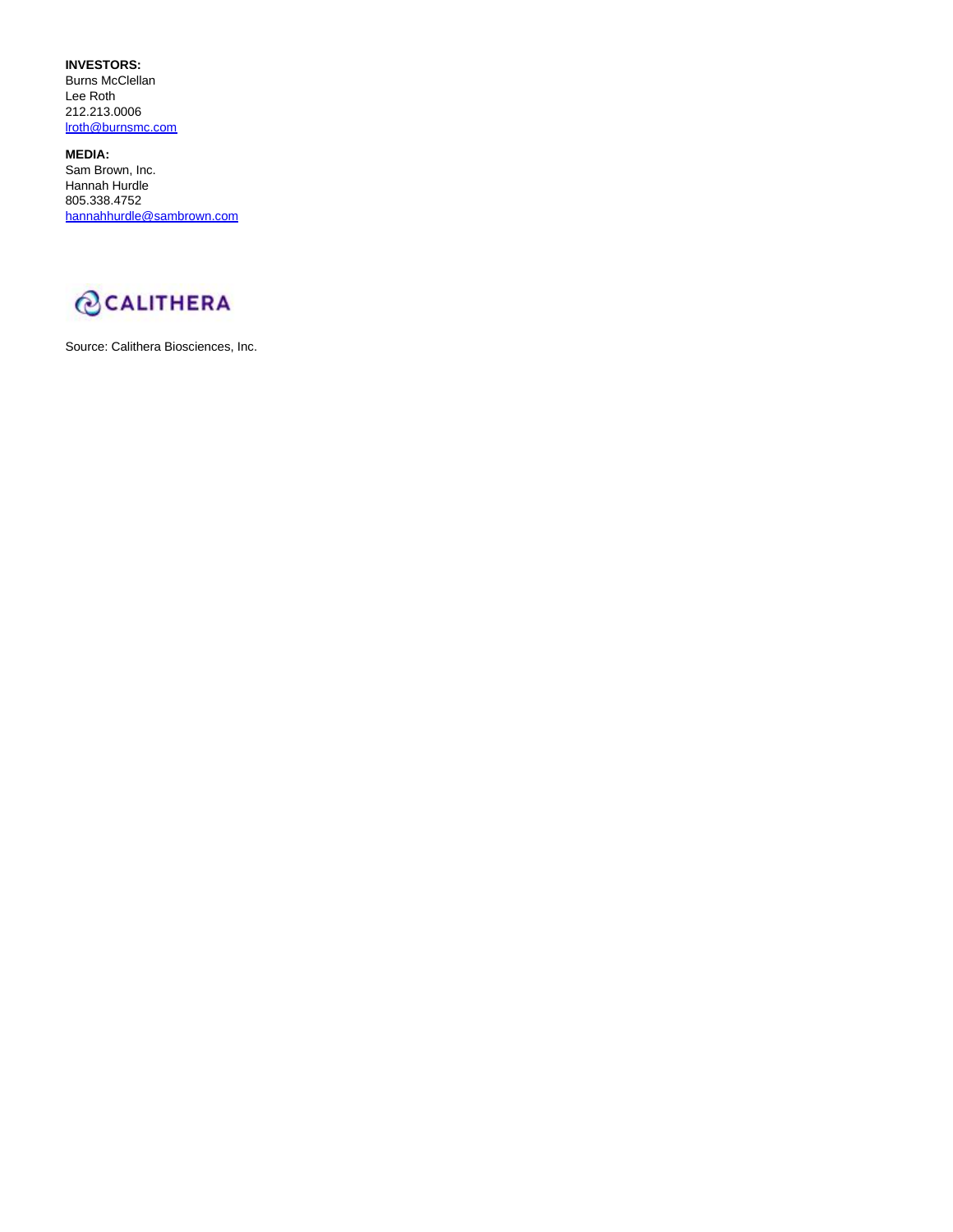**INVESTORS:**
Burns McClellan
Lee Roth
212.213.0006
lroth@burnsmc.com

**MEDIA:**
Sam Brown, Inc.
Hannah Hurdle
805.338.4752
hannahhurdle@sambrown.com

CALITHERA

Source: Calithera Biosciences, Inc.